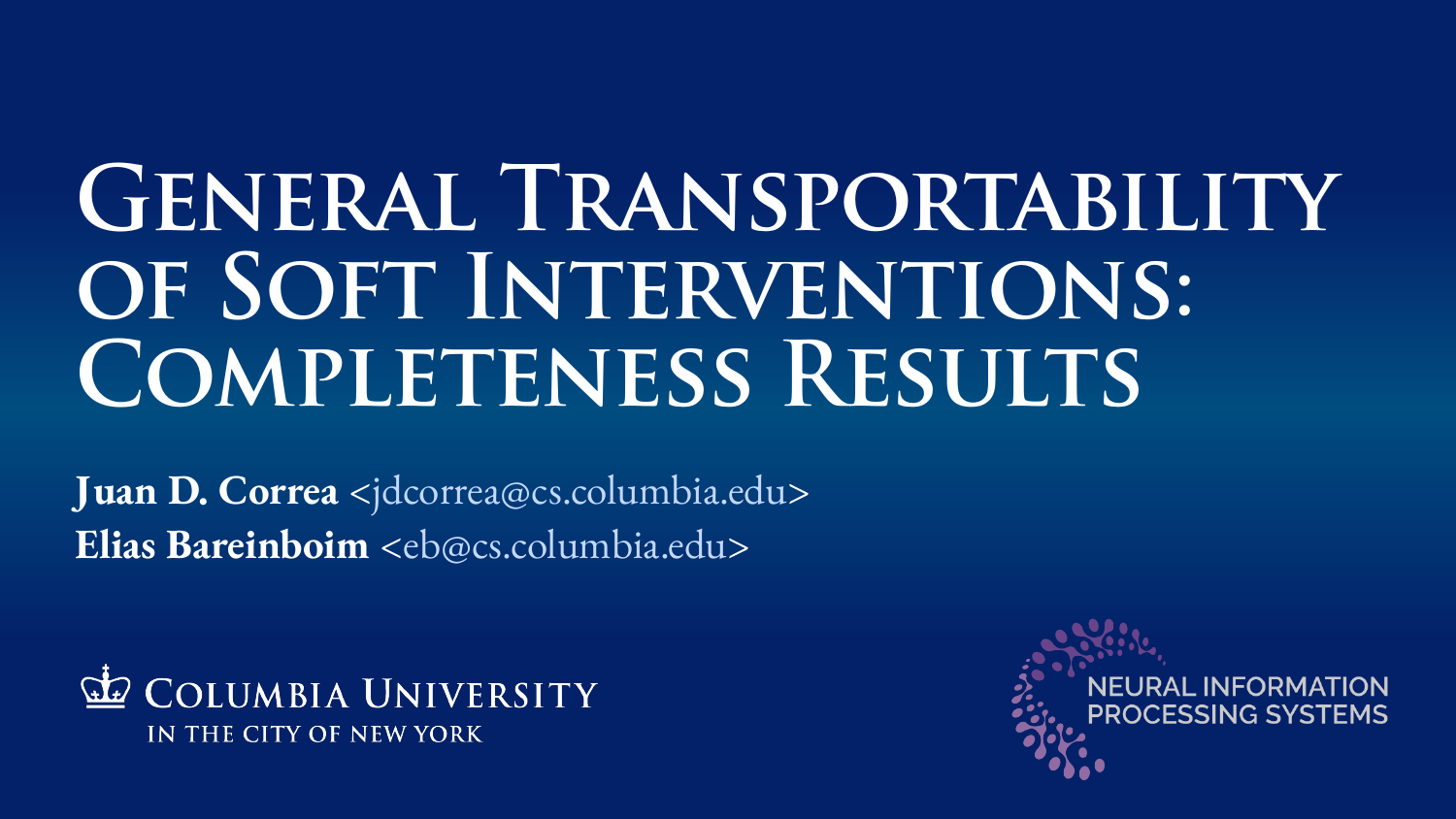# General Transportability of Soft Interventions: Completeness Results

**Juan D. Correa** <jdcorrea@cs.columbia.edu>

**Elias Bareinboim** <eb@cs.columbia.edu>

Columbia University in the City of New York

Neural Information Processing Systems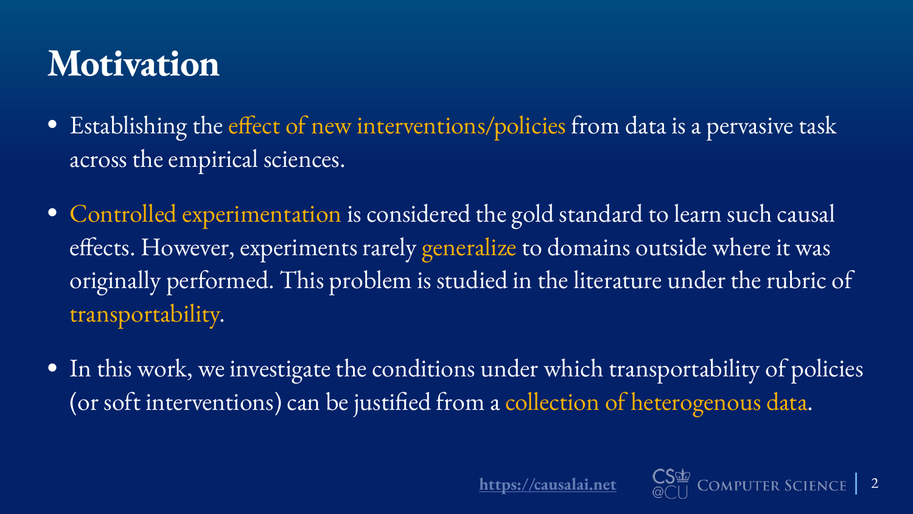# Motivation

- Establishing the effect of new interventions/policies from data is a pervasive task across the empirical sciences.
- Controlled experimentation is considered the gold standard to learn such causal effects. However, experiments rarely generalize to domains outside where it was originally performed. This problem is studied in the literature under the rubric of transportability.
- In this work, we investigate the conditions under which transportability of policies (or soft interventions) can be justified from a collection of heterogenous data.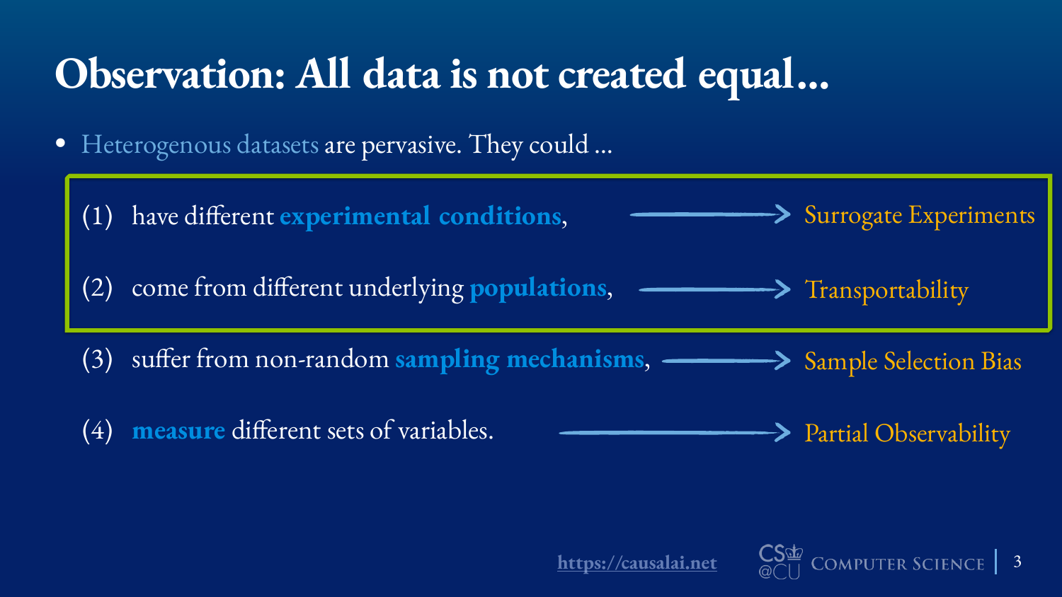# Observation: All data is not created equal…

- Heterogenous datasets are pervasive. They could …

(1) have different **experimental conditions**, → Surrogate Experiments

(2) come from different underlying **populations**, → Transportability

(3) suffer from non-random **sampling mechanisms**, → Sample Selection Bias

(4) **measure** different sets of variables. → Partial Observability

https://causalai.net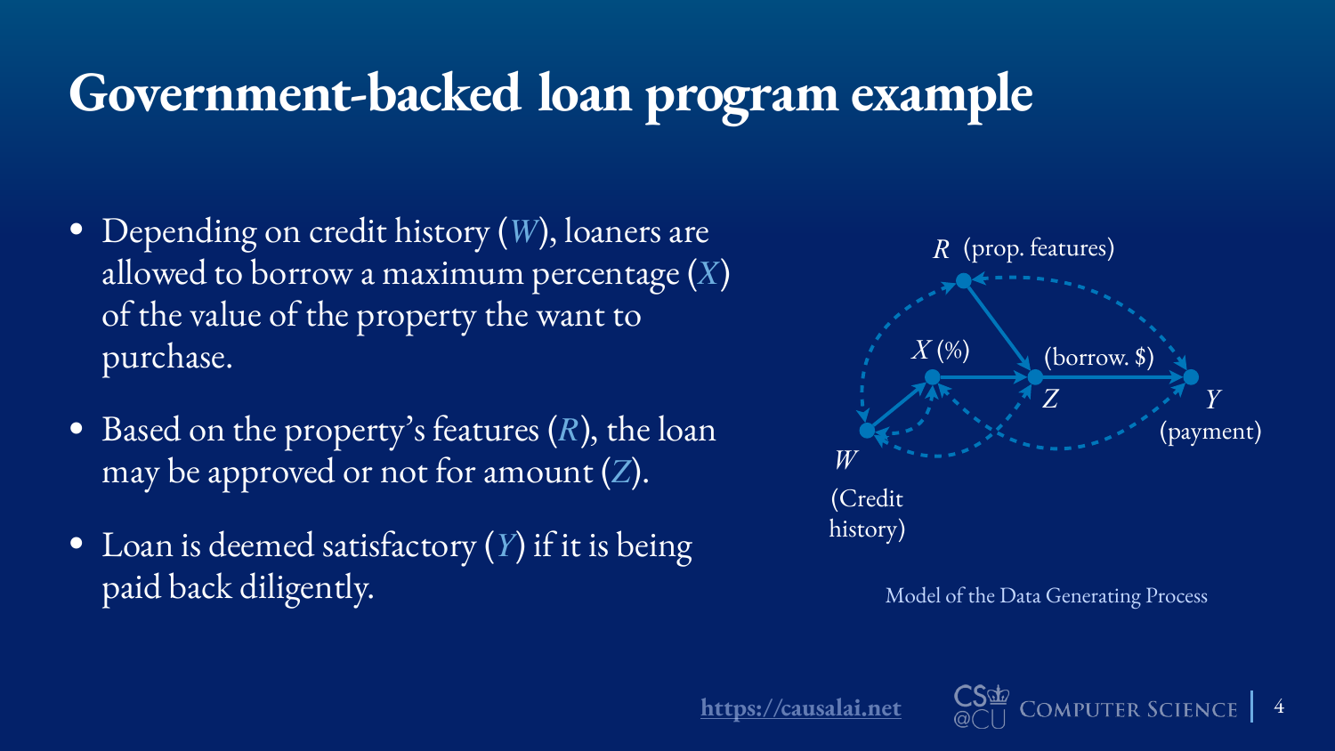# Government-backed loan program example

- Depending on credit history ($W$), loaners are allowed to borrow a maximum percentage ($X$) of the value of the property the want to purchase.
- Based on the property's features ($R$), the loan may be approved or not for amount ($Z$).
- Loan is deemed satisfactory ($Y$) if it is being paid back diligently.

$R$ (prop. features)

$X$ (%)

(borrow. \$) $Z$

$Y$ (payment)

$W$ (Credit history)

Model of the Data Generating Process

https://causalai.net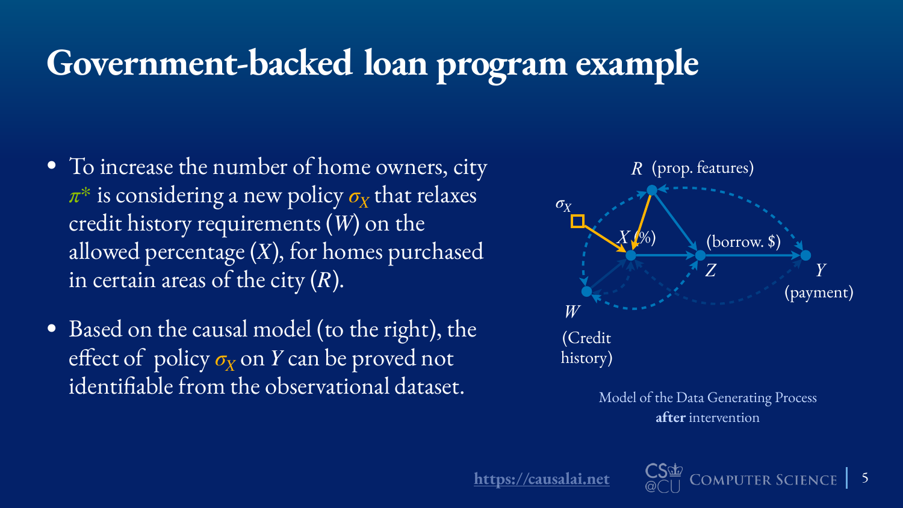# Government-backed loan program example

- To increase the number of home owners, city $\pi^*$ is considering a new policy $\sigma_X$ that relaxes credit history requirements ($W$) on the allowed percentage ($X$), for homes purchased in certain areas of the city ($R$).
- Based on the causal model (to the right), the effect of policy $\sigma_X$ on $Y$ can be proved not identifiable from the observational dataset.

$R$ (prop. features)

$\sigma_X$

$X$ (%)

(borrow. $) $Z$

$Y$ (payment)

$W$ (Credit history)

Model of the Data Generating Process **after** intervention

https://causalai.net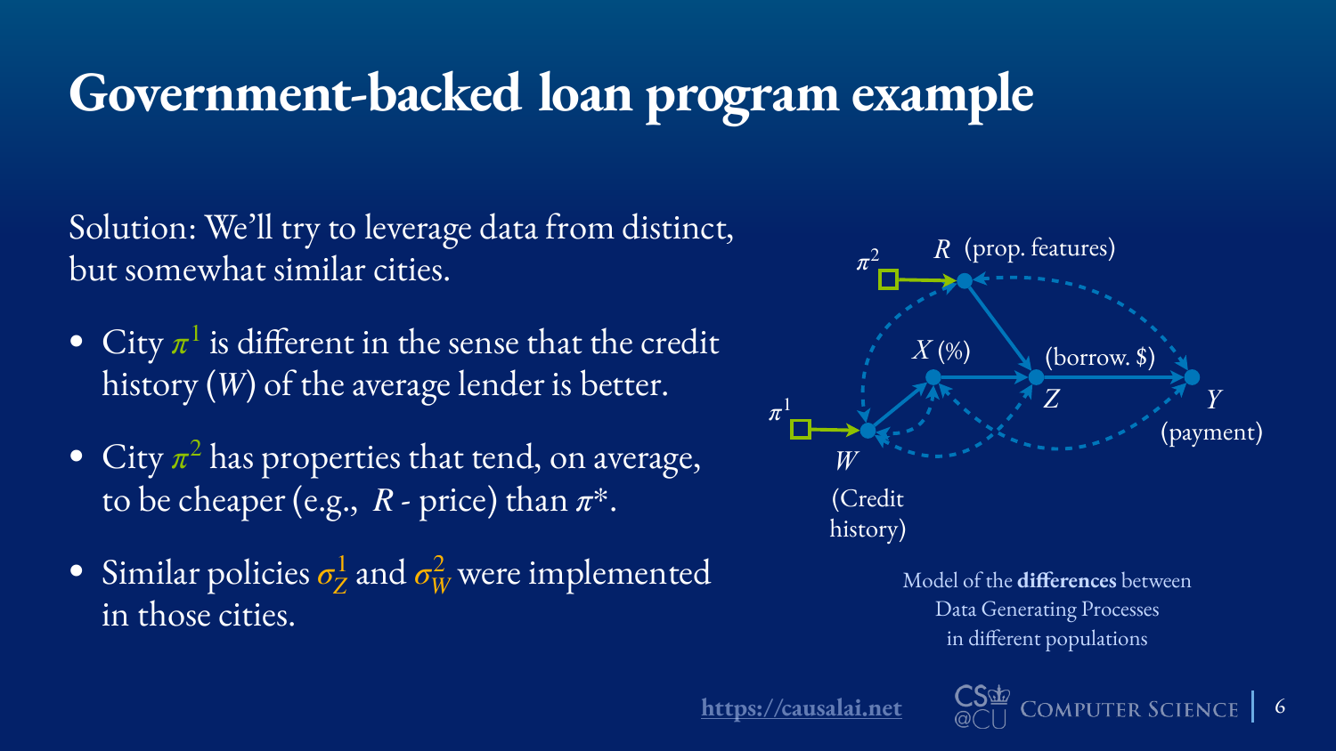# Government-backed loan program example

Solution: We'll try to leverage data from distinct, but somewhat similar cities.

- City $\pi^1$ is different in the sense that the credit history ($W$) of the average lender is better.
- City $\pi^2$ has properties that tend, on average, to be cheaper (e.g., $R$ - price) than $\pi^*$.
- Similar policies $\sigma_Z^1$ and $\sigma_W^2$ were implemented in those cities.

$\pi^2$ $R$ (prop. features)

$X$ (%) (borrow. \$)

$\pi^1$ $Z$ $Y$

(payment)

$W$

(Credit history)

Model of the **differences** between Data Generating Processes in different populations

https://causalai.net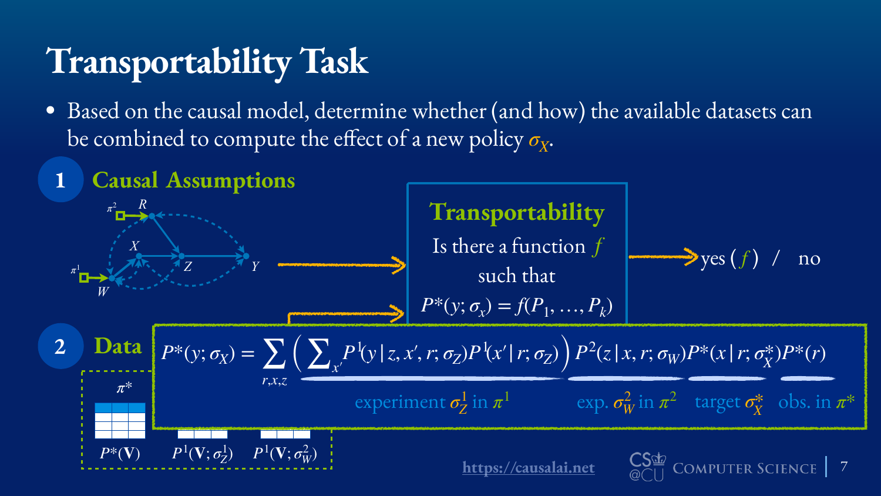# Transportability Task

- Based on the causal model, determine whether (and how) the available datasets can be combined to compute the effect of a new policy $\sigma_X$.

**1 Causal Assumptions**

$\pi^2$ $R$ $X$ $Z$ $Y$ $\pi^1$ $W$

**Transportability**

Is there a function $f$ such that

$P^*(y; \sigma_x) = f(P_1, \ldots, P_k)$

→ yes ($f$) / no

**2 Data**

$\pi^*$: $P^*(\mathbf{V})$ | $P^1(\mathbf{V}; \sigma_Z^1)$ | $P^1(\mathbf{V}; \sigma_W^2)$

$$P^*(y; \sigma_X) = \sum_{r,x,z} \Big( \sum_{x'} P^1(y \mid z, x', r; \sigma_Z) P^1(x' \mid r; \sigma_Z) \Big) P^2(z \mid x, r; \sigma_W) P^*(x \mid r; \sigma_X^*) P^*(r)$$

experiment $\sigma_Z^1$ in $\pi^1$ — exp. $\sigma_W^2$ in $\pi^2$ — target $\sigma_X^*$ — obs. in $\pi^*$

https://causalai.net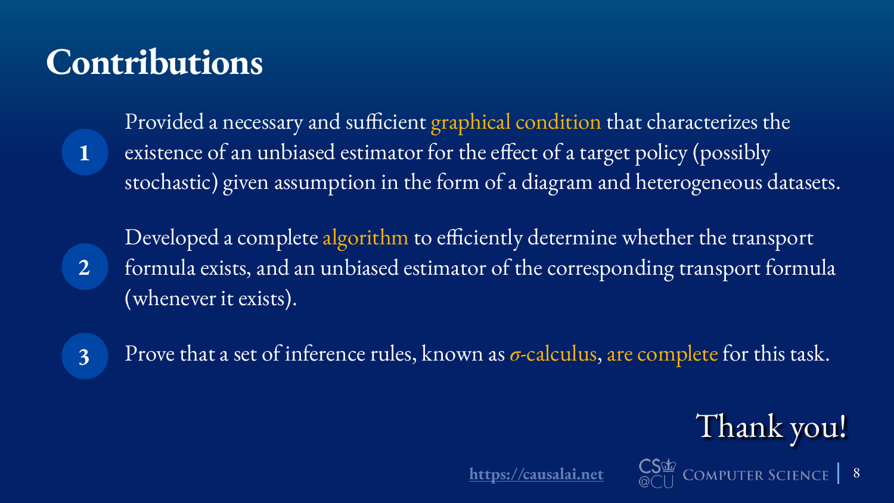# Contributions

1. Provided a necessary and sufficient graphical condition that characterizes the existence of an unbiased estimator for the effect of a target policy (possibly stochastic) given assumption in the form of a diagram and heterogeneous datasets.

2. Developed a complete algorithm to efficiently determine whether the transport formula exists, and an unbiased estimator of the corresponding transport formula (whenever it exists).

3. Prove that a set of inference rules, known as $\sigma$-calculus, are complete for this task.

Thank you!

https://causalai.net